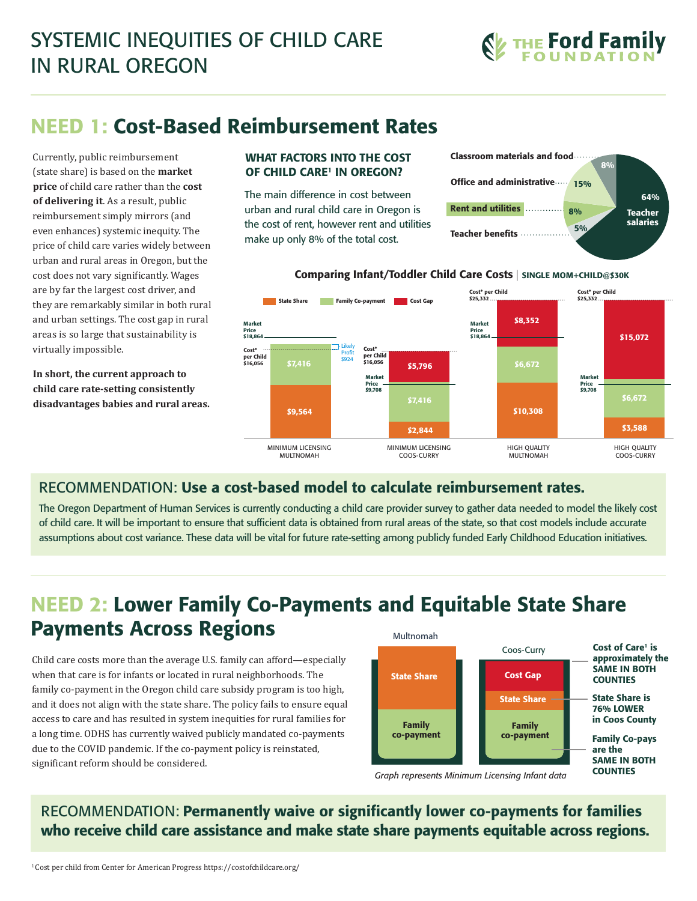# SYSTEMIC INEQUITIES OF CHILD CARE IN RURAL OREGON

THE Ford Family FOUNDATION

## NEED 1: Cost-Based Reimbursement Rates

Currently, public reimbursement (state share) is based on the **market price** of child care rather than the **cost of delivering it**. As a result, public reimbursement simply mirrors (and even enhances) systemic inequity. The price of child care varies widely between urban and rural areas in Oregon, but the cost does not vary significantly. Wages are by far the largest cost driver, and they are remarkably similar in both rural and urban settings. The cost gap in rural areas is so large that sustainability is virtually impossible.

**In short, the current approach to child care rate-setting consistently disadvantages babies and rural areas.**

### WHAT FACTORS INTO THE COST OF CHILD CARE[1] IN OREGON?

The main difference in cost between urban and rural child care in Oregon is the cost of rent, however rent and utilities make up only 8% of the total cost.

| Factor | Share |
|---|---|
| Teacher salaries | 64% |
| Office and administrative | 15% |
| Classroom materials and food | 8% |
| Rent and utilities | 8% |
| Teacher benefits | 5% |

### Comparing Infant/Toddler Child Care Costs | SINGLE MOM+CHILD@$30K

| | Minimum Licensing Multnomah | Minimum Licensing Coos-Curry | High Quality Multnomah | High Quality Coos-Curry |
|---|---|---|---|---|
| State Share | $9,564 | $2,844 | $10,308 | $3,588 |
| Family Co-payment | $7,416 | $7,416 | $6,672 | $6,672 |
| Cost Gap | — | $5,796 | $8,352 | $15,072 |
| Market Price | $18,864 | $9,708 | $18,864 | $9,708 |
| Cost* per Child | $16,056 | $16,056 | $25,332 | $25,332 |
| Likely Profit | $924 | | | |

### RECOMMENDATION: Use a cost-based model to calculate reimbursement rates.

The Oregon Department of Human Services is currently conducting a child care provider survey to gather data needed to model the likely cost of child care. It will be important to ensure that sufficient data is obtained from rural areas of the state, so that cost models include accurate assumptions about cost variance. These data will be vital for future rate-setting among publicly funded Early Childhood Education initiatives.

## NEED 2: Lower Family Co-Payments and Equitable State Share Payments Across Regions

Child care costs more than the average U.S. family can afford—especially when that care is for infants or located in rural neighborhoods. The family co-payment in the Oregon child care subsidy program is too high, and it does not align with the state share. The policy fails to ensure equal access to care and has resulted in system inequities for rural families for a long time. ODHS has currently waived publicly mandated co-payments due to the COVID pandemic. If the co-payment policy is reinstated, significant reform should be considered.

Multnomah: State Share; Family co-payment

Coos-Curry: Cost Gap; State Share; Family co-payment

- **Cost of Care[1] is approximately the SAME IN BOTH COUNTIES**
- **State Share is 76% LOWER in Coos County**
- **Family Co-pays are the SAME IN BOTH COUNTIES**

*Graph represents Minimum Licensing Infant data*

### RECOMMENDATION: Permanently waive or significantly lower co-payments for families who receive child care assistance and make state share payments equitable across regions.

[1] Cost per child from Center for American Progress https://costofchildcare.org/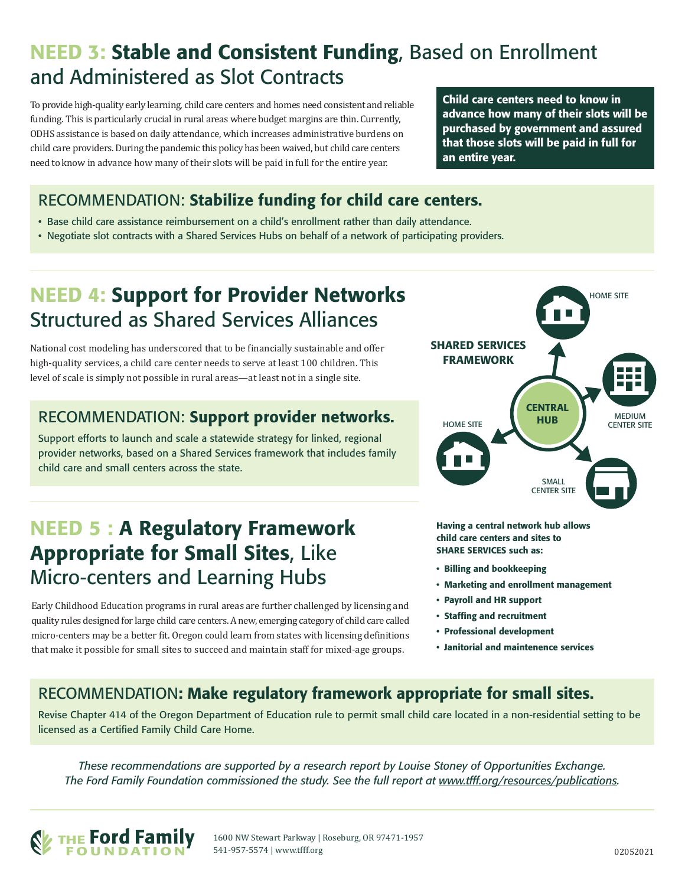## NEED 3: Stable and Consistent Funding, Based on Enrollment and Administered as Slot Contracts

To provide high-quality early learning, child care centers and homes need consistent and reliable funding. This is particularly crucial in rural areas where budget margins are thin. Currently, ODHS assistance is based on daily attendance, which increases administrative burdens on child care providers. During the pandemic this policy has been waived, but child care centers need to know in advance how many of their slots will be paid in full for the entire year.

**Child care centers need to know in advance how many of their slots will be purchased by government and assured that those slots will be paid in full for an entire year.**

### RECOMMENDATION: Stabilize funding for child care centers.

- Base child care assistance reimbursement on a child's enrollment rather than daily attendance.
- Negotiate slot contracts with a Shared Services Hubs on behalf of a network of participating providers.

## NEED 4: Support for Provider Networks Structured as Shared Services Alliances

National cost modeling has underscored that to be financially sustainable and offer high-quality services, a child care center needs to serve at least 100 children. This level of scale is simply not possible in rural areas—at least not in a single site.

### RECOMMENDATION: Support provider networks.

Support efforts to launch and scale a statewide strategy for linked, regional provider networks, based on a Shared Services framework that includes family child care and small centers across the state.

**SHARED SERVICES FRAMEWORK**

CENTRAL HUB

HOME SITE

MEDIUM CENTER SITE

SMALL CENTER SITE

HOME SITE

**Having a central network hub allows child care centers and sites to SHARE SERVICES such as:**

- **Billing and bookkeeping**
- **Marketing and enrollment management**
- **Payroll and HR support**
- **Staffing and recruitment**
- **Professional development**
- **Janitorial and maintenence services**

## NEED 5 : A Regulatory Framework Appropriate for Small Sites, Like Micro-centers and Learning Hubs

Early Childhood Education programs in rural areas are further challenged by licensing and quality rules designed for large child care centers. A new, emerging category of child care called micro-centers may be a better fit. Oregon could learn from states with licensing definitions that make it possible for small sites to succeed and maintain staff for mixed-age groups.

### RECOMMENDATION: Make regulatory framework appropriate for small sites.

Revise Chapter 414 of the Oregon Department of Education rule to permit small child care located in a non-residential setting to be licensed as a Certified Family Child Care Home.

*These recommendations are supported by a research report by Louise Stoney of Opportunities Exchange. The Ford Family Foundation commissioned the study. See the full report at www.tfff.org/resources/publications.*

THE Ford Family FOUNDATION

1600 NW Stewart Parkway | Roseburg, OR 97471-1957
541-957-5574 | www.tfff.org

02052021